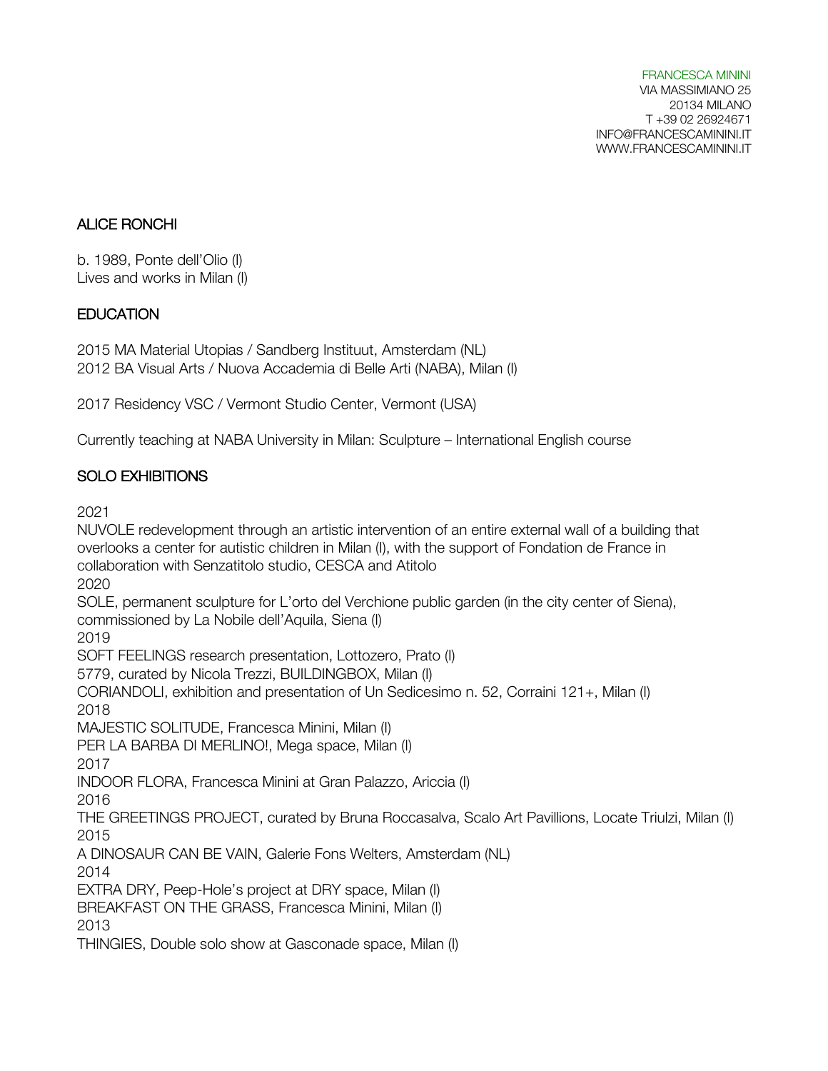FRANCESCA MININI
VIA MASSIMIANO 25
20134 MILANO
T +39 02 26924671
INFO@FRANCESCAMININI.IT
WWW.FRANCESCAMININI.IT

# ALICE RONCHI

b. 1989, Ponte dell'Olio (I)
Lives and works in Milan (I)

## EDUCATION

2015 MA Material Utopias / Sandberg Instituut, Amsterdam (NL)
2012 BA Visual Arts / Nuova Accademia di Belle Arti (NABA), Milan (I)

2017 Residency VSC / Vermont Studio Center, Vermont (USA)

Currently teaching at NABA University in Milan: Sculpture – International English course

## SOLO EXHIBITIONS

2021
NUVOLE redevelopment through an artistic intervention of an entire external wall of a building that overlooks a center for autistic children in Milan (I), with the support of Fondation de France in collaboration with Senzatitolo studio, CESCA and Atitolo
2020
SOLE, permanent sculpture for L'orto del Verchione public garden (in the city center of Siena), commissioned by La Nobile dell'Aquila, Siena (I)
2019
SOFT FEELINGS research presentation, Lottozero, Prato (I)
5779, curated by Nicola Trezzi, BUILDINGBOX, Milan (I)
CORIANDOLI, exhibition and presentation of Un Sedicesimo n. 52, Corraini 121+, Milan (I)
2018
MAJESTIC SOLITUDE, Francesca Minini, Milan (I)
PER LA BARBA DI MERLINO!, Mega space, Milan (I)
2017
INDOOR FLORA, Francesca Minini at Gran Palazzo, Ariccia (I)
2016
THE GREETINGS PROJECT, curated by Bruna Roccasalva, Scalo Art Pavillions, Locate Triulzi, Milan (I)
2015
A DINOSAUR CAN BE VAIN, Galerie Fons Welters, Amsterdam (NL)
2014
EXTRA DRY, Peep-Hole's project at DRY space, Milan (I)
BREAKFAST ON THE GRASS, Francesca Minini, Milan (I)
2013
THINGIES, Double solo show at Gasconade space, Milan (I)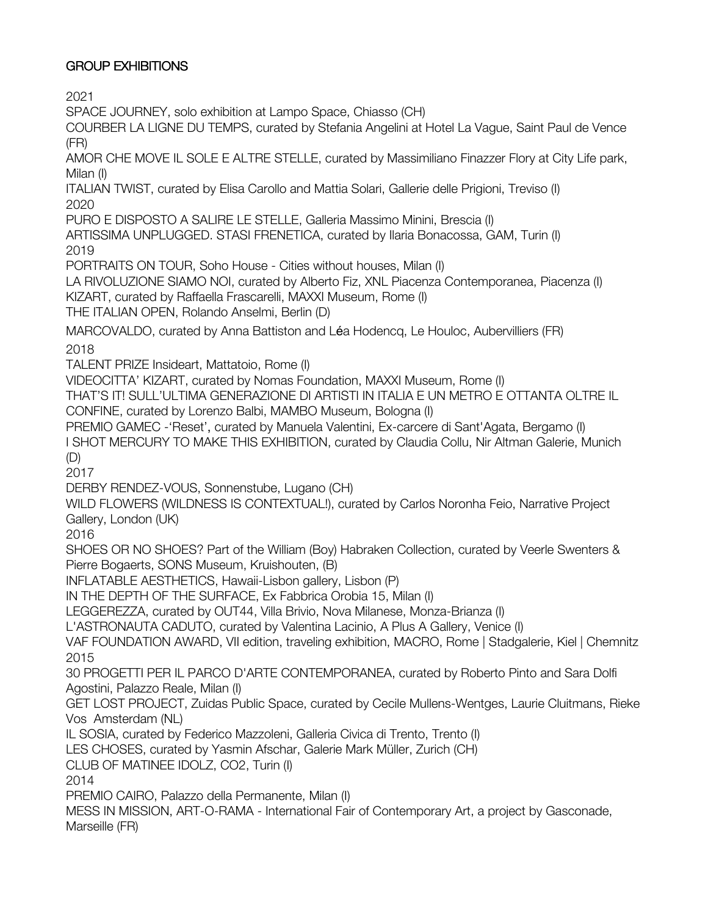## GROUP EXHIBITIONS

2021

SPACE JOURNEY, solo exhibition at Lampo Space, Chiasso (CH)

COURBER LA LIGNE DU TEMPS, curated by Stefania Angelini at Hotel La Vague, Saint Paul de Vence (FR)

AMOR CHE MOVE IL SOLE E ALTRE STELLE, curated by Massimiliano Finazzer Flory at City Life park, Milan (I)

ITALIAN TWIST, curated by Elisa Carollo and Mattia Solari, Gallerie delle Prigioni, Treviso (I)

2020

PURO E DISPOSTO A SALIRE LE STELLE, Galleria Massimo Minini, Brescia (I)

ARTISSIMA UNPLUGGED. STASI FRENETICA, curated by Ilaria Bonacossa, GAM, Turin (I)

2019

PORTRAITS ON TOUR, Soho House - Cities without houses, Milan (I)

LA RIVOLUZIONE SIAMO NOI, curated by Alberto Fiz, XNL Piacenza Contemporanea, Piacenza (I)

KIZART, curated by Raffaella Frascarelli, MAXXI Museum, Rome (I)

THE ITALIAN OPEN, Rolando Anselmi, Berlin (D)

MARCOVALDO, curated by Anna Battiston and Léa Hodencq, Le Houloc, Aubervilliers (FR)

2018

TALENT PRIZE Insideart, Mattatoio, Rome (I)

VIDEOCITTA' KIZART, curated by Nomas Foundation, MAXXI Museum, Rome (I)

THAT'S IT! SULL'ULTIMA GENERAZIONE DI ARTISTI IN ITALIA E UN METRO E OTTANTA OLTRE IL CONFINE, curated by Lorenzo Balbi, MAMBO Museum, Bologna (I)

PREMIO GAMEC -'Reset', curated by Manuela Valentini, Ex-carcere di Sant'Agata, Bergamo (I)

I SHOT MERCURY TO MAKE THIS EXHIBITION, curated by Claudia Collu, Nir Altman Galerie, Munich (D)

2017

DERBY RENDEZ-VOUS, Sonnenstube, Lugano (CH)

WILD FLOWERS (WILDNESS IS CONTEXTUAL!), curated by Carlos Noronha Feio, Narrative Project Gallery, London (UK)

2016

SHOES OR NO SHOES? Part of the William (Boy) Habraken Collection, curated by Veerle Swenters & Pierre Bogaerts, SONS Museum, Kruishouten, (B)

INFLATABLE AESTHETICS, Hawaii-Lisbon gallery, Lisbon (P)

IN THE DEPTH OF THE SURFACE, Ex Fabbrica Orobia 15, Milan (I)

LEGGEREZZA, curated by OUT44, Villa Brivio, Nova Milanese, Monza-Brianza (I)

L'ASTRONAUTA CADUTO, curated by Valentina Lacinio, A Plus A Gallery, Venice (I)

VAF FOUNDATION AWARD, VII edition, traveling exhibition, MACRO, Rome | Stadgalerie, Kiel | Chemnitz

2015

30 PROGETTI PER IL PARCO D'ARTE CONTEMPORANEA, curated by Roberto Pinto and Sara Dolfi Agostini, Palazzo Reale, Milan (I)

GET LOST PROJECT, Zuidas Public Space, curated by Cecile Mullens-Wentges, Laurie Cluitmans, Rieke Vos Amsterdam (NL)

IL SOSIA, curated by Federico Mazzoleni, Galleria Civica di Trento, Trento (I)

LES CHOSES, curated by Yasmin Afschar, Galerie Mark Müller, Zurich (CH)

CLUB OF MATINEE IDOLZ, CO2, Turin (I)

2014

PREMIO CAIRO, Palazzo della Permanente, Milan (I)

MESS IN MISSION, ART-O-RAMA - International Fair of Contemporary Art, a project by Gasconade, Marseille (FR)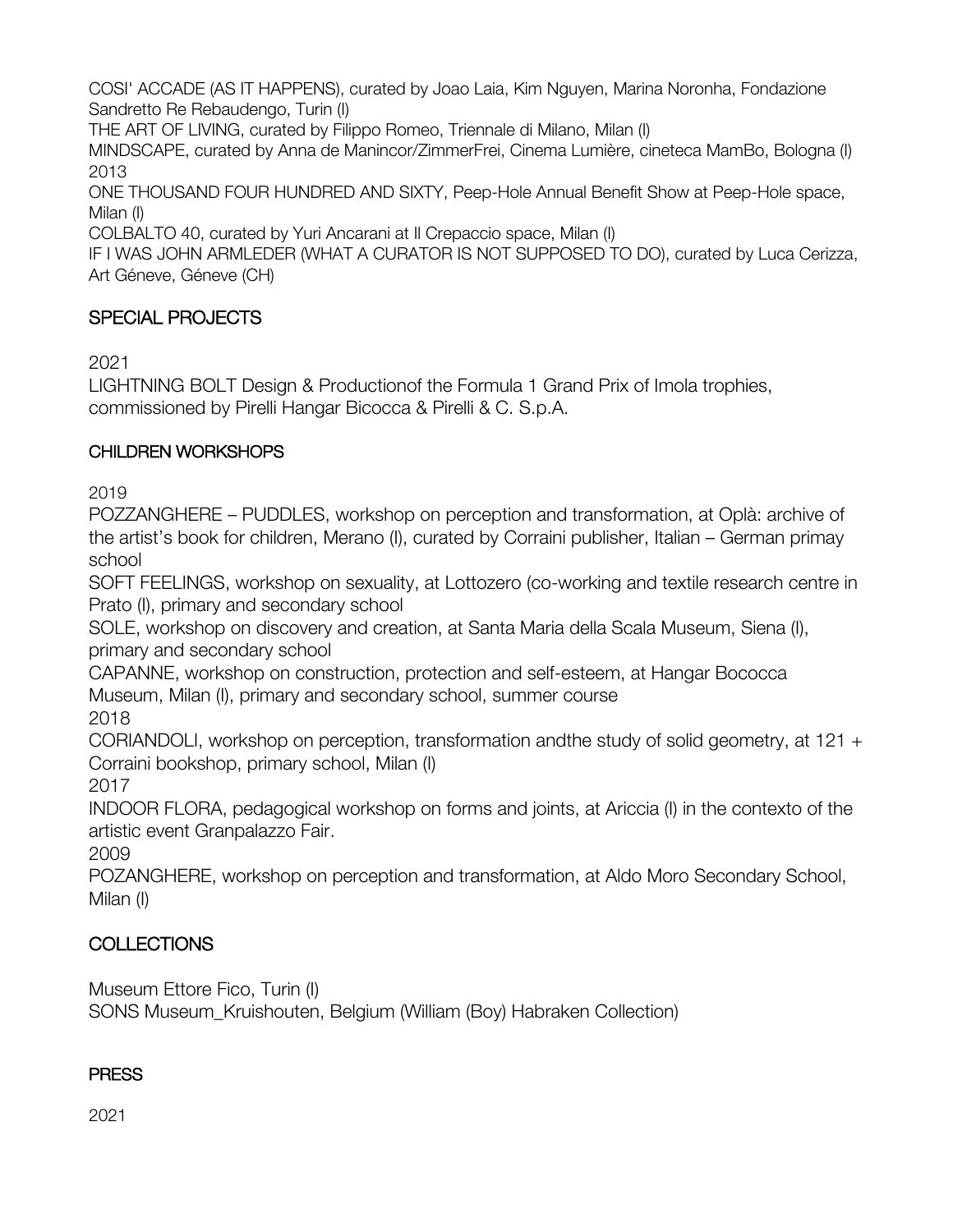COSI' ACCADE (AS IT HAPPENS), curated by Joao Laia, Kim Nguyen, Marina Noronha, Fondazione Sandretto Re Rebaudengo, Turin (I)

THE ART OF LIVING, curated by Filippo Romeo, Triennale di Milano, Milan (I)

MINDSCAPE, curated by Anna de Manincor/ZimmerFrei, Cinema Lumière, cineteca MamBo, Bologna (I)

2013

ONE THOUSAND FOUR HUNDRED AND SIXTY, Peep-Hole Annual Benefit Show at Peep-Hole space, Milan (I)

COLBALTO 40, curated by Yuri Ancarani at Il Crepaccio space, Milan (I)

IF I WAS JOHN ARMLEDER (WHAT A CURATOR IS NOT SUPPOSED TO DO), curated by Luca Cerizza, Art Géneve, Géneve (CH)

## SPECIAL PROJECTS

2021

LIGHTNING BOLT Design & Productionof the Formula 1 Grand Prix of Imola trophies, commissioned by Pirelli Hangar Bicocca & Pirelli & C. S.p.A.

## CHILDREN WORKSHOPS

2019

POZZANGHERE – PUDDLES, workshop on perception and transformation, at Oplà: archive of the artist's book for children, Merano (I), curated by Corraini publisher, Italian – German primay school

SOFT FEELINGS, workshop on sexuality, at Lottozero (co-working and textile research centre in Prato (I), primary and secondary school

SOLE, workshop on discovery and creation, at Santa Maria della Scala Museum, Siena (I), primary and secondary school

CAPANNE, workshop on construction, protection and self-esteem, at Hangar Bococca Museum, Milan (I), primary and secondary school, summer course

2018

CORIANDOLI, workshop on perception, transformation andthe study of solid geometry, at 121 + Corraini bookshop, primary school, Milan (I)

2017

INDOOR FLORA, pedagogical workshop on forms and joints, at Ariccia (I) in the contexto of the artistic event Granpalazzo Fair.

2009

POZANGHERE, workshop on perception and transformation, at Aldo Moro Secondary School, Milan (I)

## COLLECTIONS

Museum Ettore Fico, Turin (I)

SONS Museum_Kruishouten, Belgium (William (Boy) Habraken Collection)

## PRESS

2021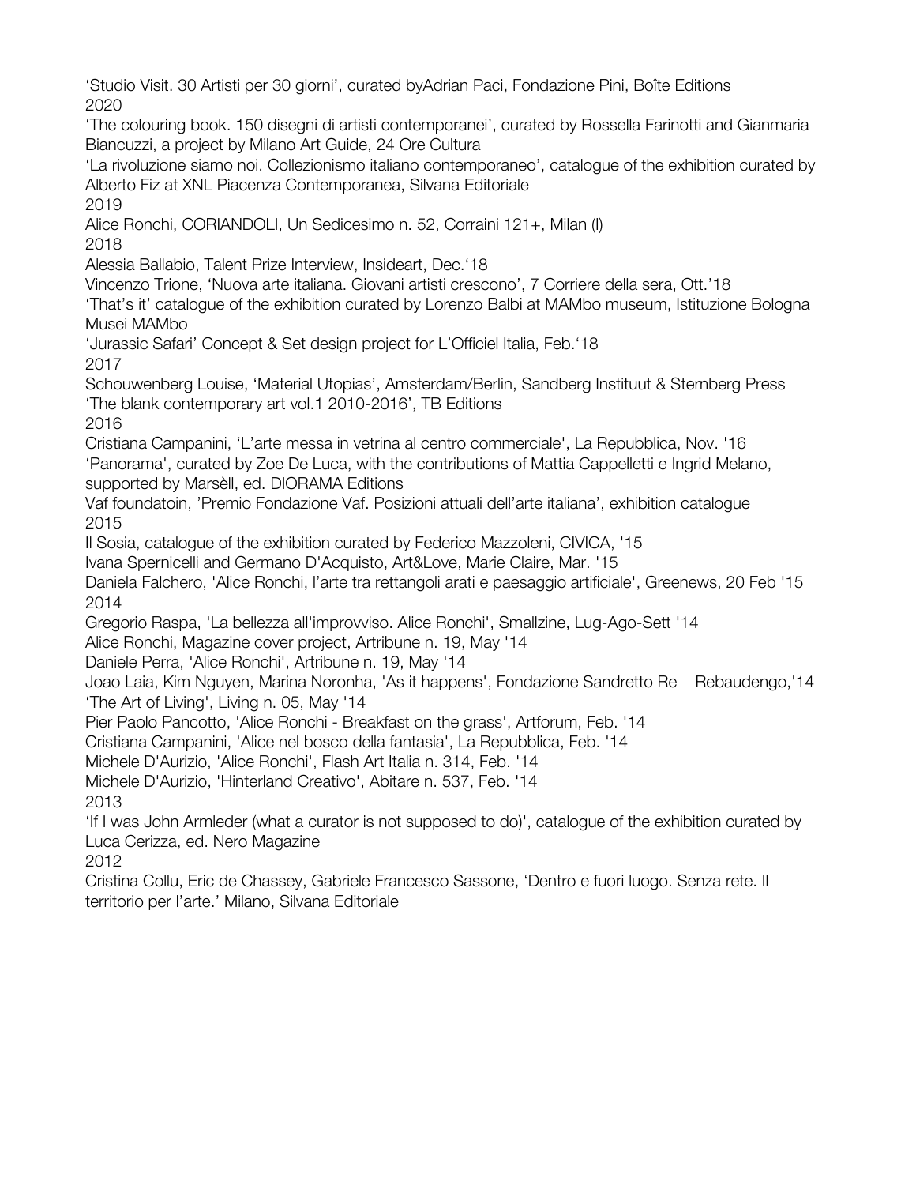‘Studio Visit. 30 Artisti per 30 giorni’, curated byAdrian Paci, Fondazione Pini, Boîte Editions

2020

‘The colouring book. 150 disegni di artisti contemporanei’, curated by Rossella Farinotti and Gianmaria Biancuzzi, a project by Milano Art Guide, 24 Ore Cultura

‘La rivoluzione siamo noi. Collezionismo italiano contemporaneo’, catalogue of the exhibition curated by Alberto Fiz at XNL Piacenza Contemporanea, Silvana Editoriale

2019

Alice Ronchi, CORIANDOLI, Un Sedicesimo n. 52, Corraini 121+, Milan (I)

2018

Alessia Ballabio, Talent Prize Interview, Insideart, Dec.‘18

Vincenzo Trione, ‘Nuova arte italiana. Giovani artisti crescono’, 7 Corriere della sera, Ott.’18

‘That’s it’ catalogue of the exhibition curated by Lorenzo Balbi at MAMbo museum, Istituzione Bologna Musei MAMbo

‘Jurassic Safari’ Concept & Set design project for L’Officiel Italia, Feb.‘18

2017

Schouwenberg Louise, ‘Material Utopias’, Amsterdam/Berlin, Sandberg Instituut & Sternberg Press

‘The blank contemporary art vol.1 2010-2016’, TB Editions

2016

Cristiana Campanini, ‘L’arte messa in vetrina al centro commerciale', La Repubblica, Nov. '16

‘Panorama', curated by Zoe De Luca, with the contributions of Mattia Cappelletti e Ingrid Melano, supported by Marsèll, ed. DIORAMA Editions

Vaf foundatoin, ’Premio Fondazione Vaf. Posizioni attuali dell’arte italiana’, exhibition catalogue

2015

Il Sosia, catalogue of the exhibition curated by Federico Mazzoleni, CIVICA, '15

Ivana Spernicelli and Germano D'Acquisto, Art&Love, Marie Claire, Mar. '15

Daniela Falchero, 'Alice Ronchi, l’arte tra rettangoli arati e paesaggio artificiale', Greenews, 20 Feb '15

2014

Gregorio Raspa, 'La bellezza all'improvviso. Alice Ronchi', Smallzine, Lug-Ago-Sett '14

Alice Ronchi, Magazine cover project, Artribune n. 19, May '14

Daniele Perra, 'Alice Ronchi', Artribune n. 19, May '14

Joao Laia, Kim Nguyen, Marina Noronha, 'As it happens', Fondazione Sandretto Re Rebaudengo,'14

‘The Art of Living', Living n. 05, May '14

Pier Paolo Pancotto, 'Alice Ronchi - Breakfast on the grass', Artforum, Feb. '14

Cristiana Campanini, 'Alice nel bosco della fantasia', La Repubblica, Feb. '14

Michele D'Aurizio, 'Alice Ronchi', Flash Art Italia n. 314, Feb. '14

Michele D'Aurizio, 'Hinterland Creativo', Abitare n. 537, Feb. '14

2013

‘If I was John Armleder (what a curator is not supposed to do)', catalogue of the exhibition curated by Luca Cerizza, ed. Nero Magazine

2012

Cristina Collu, Eric de Chassey, Gabriele Francesco Sassone, ‘Dentro e fuori luogo. Senza rete. Il territorio per l’arte.’ Milano, Silvana Editoriale